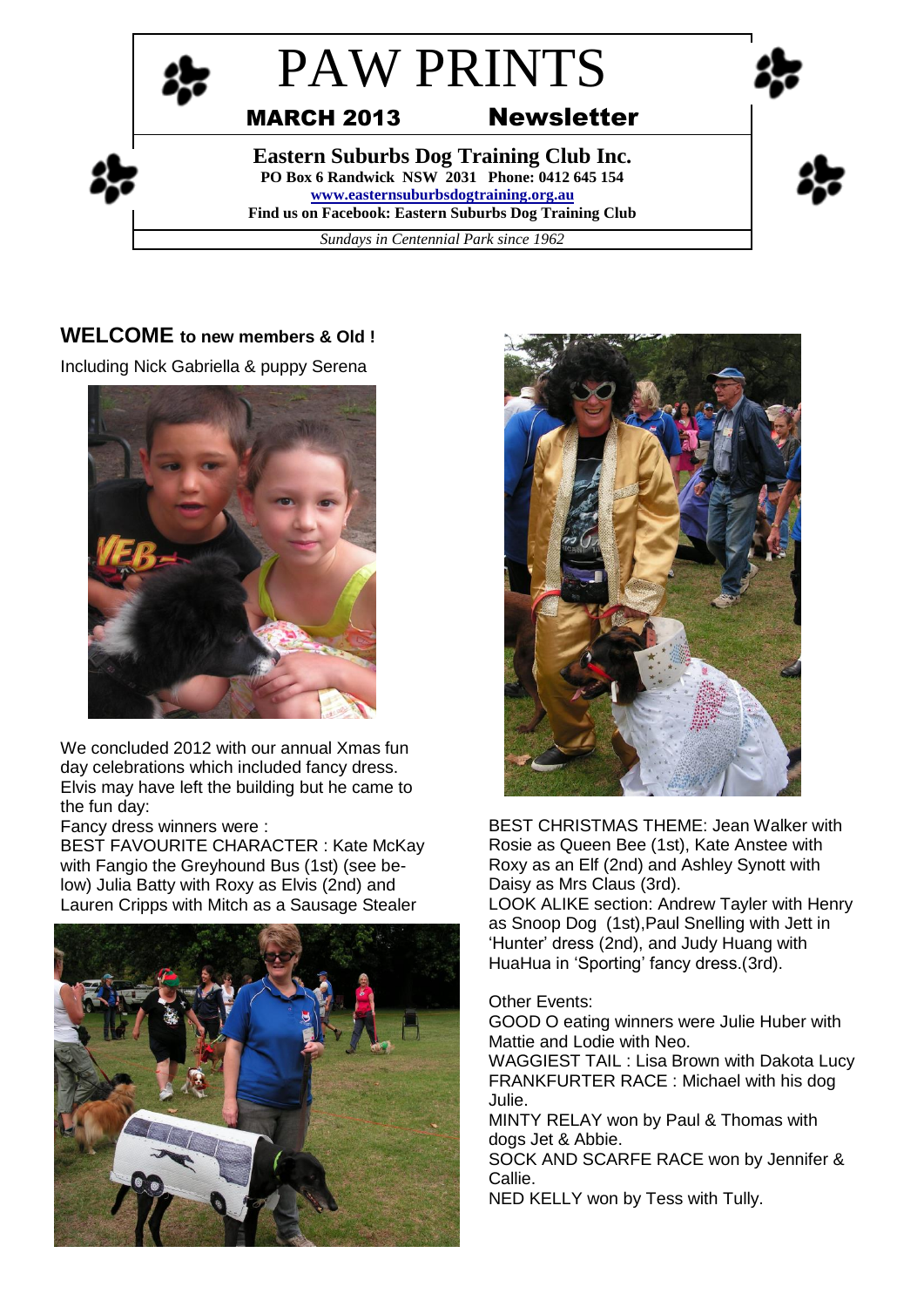# PAW PRINTS

**MARCH 2013 Newsletter**

**Eastern Suburbs Dog Training Club Inc.**
**PO Box 6 Randwick NSW 2031 Phone: 0412 645 154**
**www.easternsuburbsdogtraining.org.au**
**Find us on Facebook: Eastern Suburbs Dog Training Club**

*Sundays in Centennial Park since 1962*

## WELCOME to new members & Old !

Including Nick Gabriella & puppy Serena

We concluded 2012 with our annual Xmas fun day celebrations which included fancy dress. Elvis may have left the building but he came to the fun day:

Fancy dress winners were :

BEST FAVOURITE CHARACTER : Kate McKay with Fangio the Greyhound Bus (1st) (see below) Julia Batty with Roxy as Elvis (2nd) and Lauren Cripps with Mitch as a Sausage Stealer

BEST CHRISTMAS THEME: Jean Walker with Rosie as Queen Bee (1st), Kate Anstee with Roxy as an Elf (2nd) and Ashley Synott with Daisy as Mrs Claus (3rd).

LOOK ALIKE section: Andrew Tayler with Henry as Snoop Dog (1st),Paul Snelling with Jett in 'Hunter' dress (2nd), and Judy Huang with HuaHua in 'Sporting' fancy dress.(3rd).

Other Events:

GOOD O eating winners were Julie Huber with Mattie and Lodie with Neo.

WAGGIEST TAIL : Lisa Brown with Dakota Lucy

FRANKFURTER RACE : Michael with his dog Julie.

MINTY RELAY won by Paul & Thomas with dogs Jet & Abbie.

SOCK AND SCARFE RACE won by Jennifer & Callie.

NED KELLY won by Tess with Tully.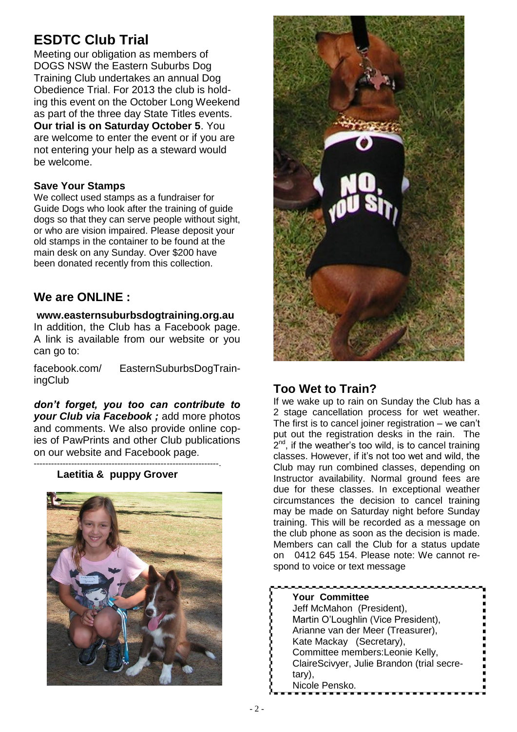## ESDTC Club Trial

Meeting our obligation as members of DOGS NSW the Eastern Suburbs Dog Training Club undertakes an annual Dog Obedience Trial. For 2013 the club is holding this event on the October Long Weekend as part of the three day State Titles events. **Our trial is on Saturday October 5**. You are welcome to enter the event or if you are not entering your help as a steward would be welcome.

### Save Your Stamps

We collect used stamps as a fundraiser for Guide Dogs who look after the training of guide dogs so that they can serve people without sight, or who are vision impaired. Please deposit your old stamps in the container to be found at the main desk on any Sunday. Over $200 have been donated recently from this collection.

## We are ONLINE :

**www.easternsuburbsdogtraining.org.au**

In addition, the Club has a Facebook page. A link is available from our website or you can go to:

facebook.com/ EasternSuburbsDogTrainingClub

***don't forget, you too can contribute to your Club via Facebook ;*** add more photos and comments. We also provide online copies of PawPrints and other Club publications on our website and Facebook page.

---

**Laetitia & puppy Grover**

## Too Wet to Train?

If we wake up to rain on Sunday the Club has a 2 stage cancellation process for wet weather. The first is to cancel joiner registration – we can't put out the registration desks in the rain. The 2nd, if the weather's too wild, is to cancel training classes. However, if it's not too wet and wild, the Club may run combined classes, depending on Instructor availability. Normal ground fees are due for these classes. In exceptional weather circumstances the decision to cancel training may be made on Saturday night before Sunday training. This will be recorded as a message on the club phone as soon as the decision is made. Members can call the Club for a status update on 0412 645 154. Please note: We cannot respond to voice or text message

**Your Committee**

Jeff McMahon (President),
Martin O'Loughlin (Vice President),
Arianne van der Meer (Treasurer),
Kate Mackay (Secretary),
Committee members:Leonie Kelly, ClaireScivyer, Julie Brandon (trial secretary),
Nicole Pensko.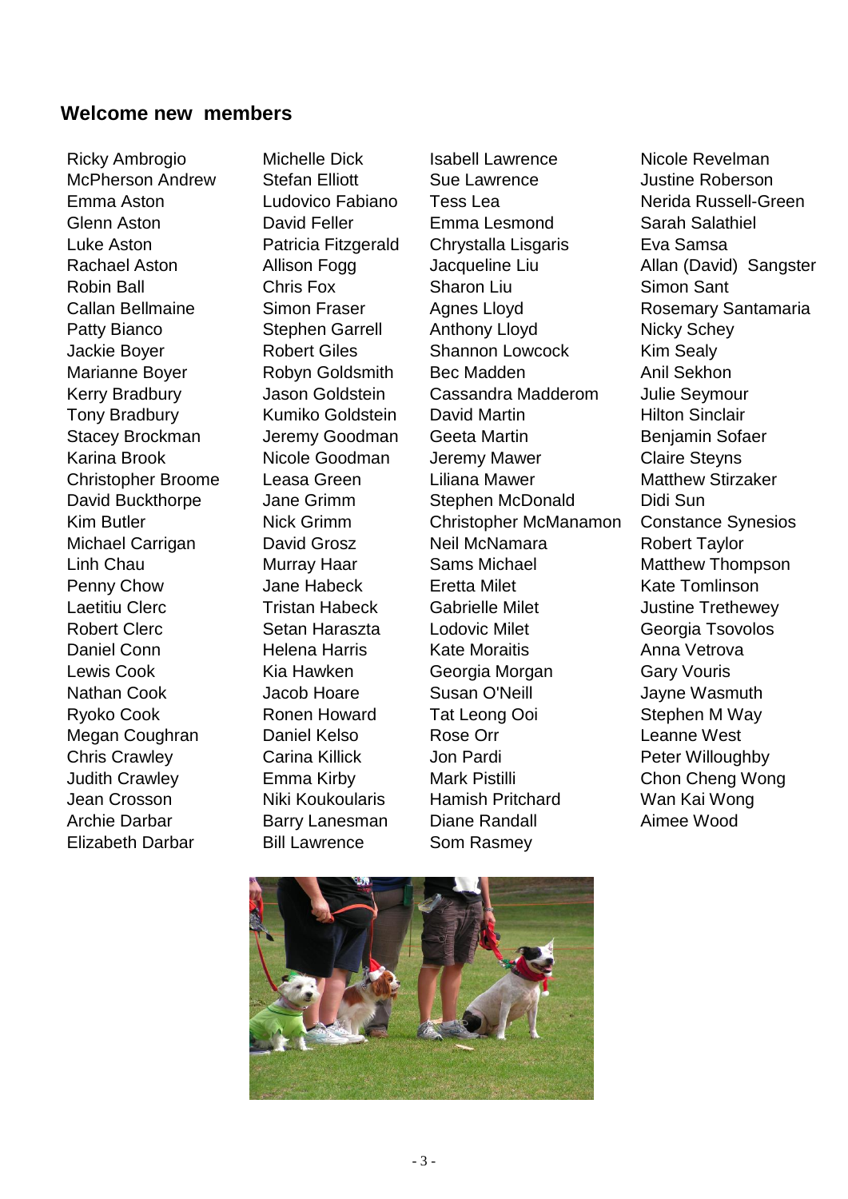## Welcome new members

Ricky Ambrogio
McPherson Andrew
Emma Aston
Glenn Aston
Luke Aston
Rachael Aston
Robin Ball
Callan Bellmaine
Patty Bianco
Jackie Boyer
Marianne Boyer
Kerry Bradbury
Tony Bradbury
Stacey Brockman
Karina Brook
Christopher Broome
David Buckthorpe
Kim Butler
Michael Carrigan
Linh Chau
Penny Chow
Laetitiu Clerc
Robert Clerc
Daniel Conn
Lewis Cook
Nathan Cook
Ryoko Cook
Megan Coughran
Chris Crawley
Judith Crawley
Jean Crosson
Archie Darbar
Elizabeth Darbar

Michelle Dick
Stefan Elliott
Ludovico Fabiano
David Feller
Patricia Fitzgerald
Allison Fogg
Chris Fox
Simon Fraser
Stephen Garrell
Robert Giles
Robyn Goldsmith
Jason Goldstein
Kumiko Goldstein
Jeremy Goodman
Nicole Goodman
Leasa Green
Jane Grimm
Nick Grimm
David Grosz
Murray Haar
Jane Habeck
Tristan Habeck
Setan Haraszta
Helena Harris
Kia Hawken
Jacob Hoare
Ronen Howard
Daniel Kelso
Carina Killick
Emma Kirby
Niki Koukoularis
Barry Lanesman
Bill Lawrence

Isabell Lawrence
Sue Lawrence
Tess Lea
Emma Lesmond
Chrystalla Lisgaris
Jacqueline Liu
Sharon Liu
Agnes Lloyd
Anthony Lloyd
Shannon Lowcock
Bec Madden
Cassandra Madderom
David Martin
Geeta Martin
Jeremy Mawer
Liliana Mawer
Stephen McDonald
Christopher McManamon
Neil McNamara
Sams Michael
Eretta Milet
Gabrielle Milet
Lodovic Milet
Kate Moraitis
Georgia Morgan
Susan O'Neill
Tat Leong Ooi
Rose Orr
Jon Pardi
Mark Pistilli
Hamish Pritchard
Diane Randall
Som Rasmey

Nicole Revelman
Justine Roberson
Nerida Russell-Green
Sarah Salathiel
Eva Samsa
Allan (David) Sangster
Simon Sant
Rosemary Santamaria
Nicky Schey
Kim Sealy
Anil Sekhon
Julie Seymour
Hilton Sinclair
Benjamin Sofaer
Claire Steyns
Matthew Stirzaker
Didi Sun
Constance Synesios
Robert Taylor
Matthew Thompson
Kate Tomlinson
Justine Trethewey
Georgia Tsovolos
Anna Vetrova
Gary Vouris
Jayne Wasmuth
Stephen M Way
Leanne West
Peter Willoughby
Chon Cheng Wong
Wan Kai Wong
Aimee Wood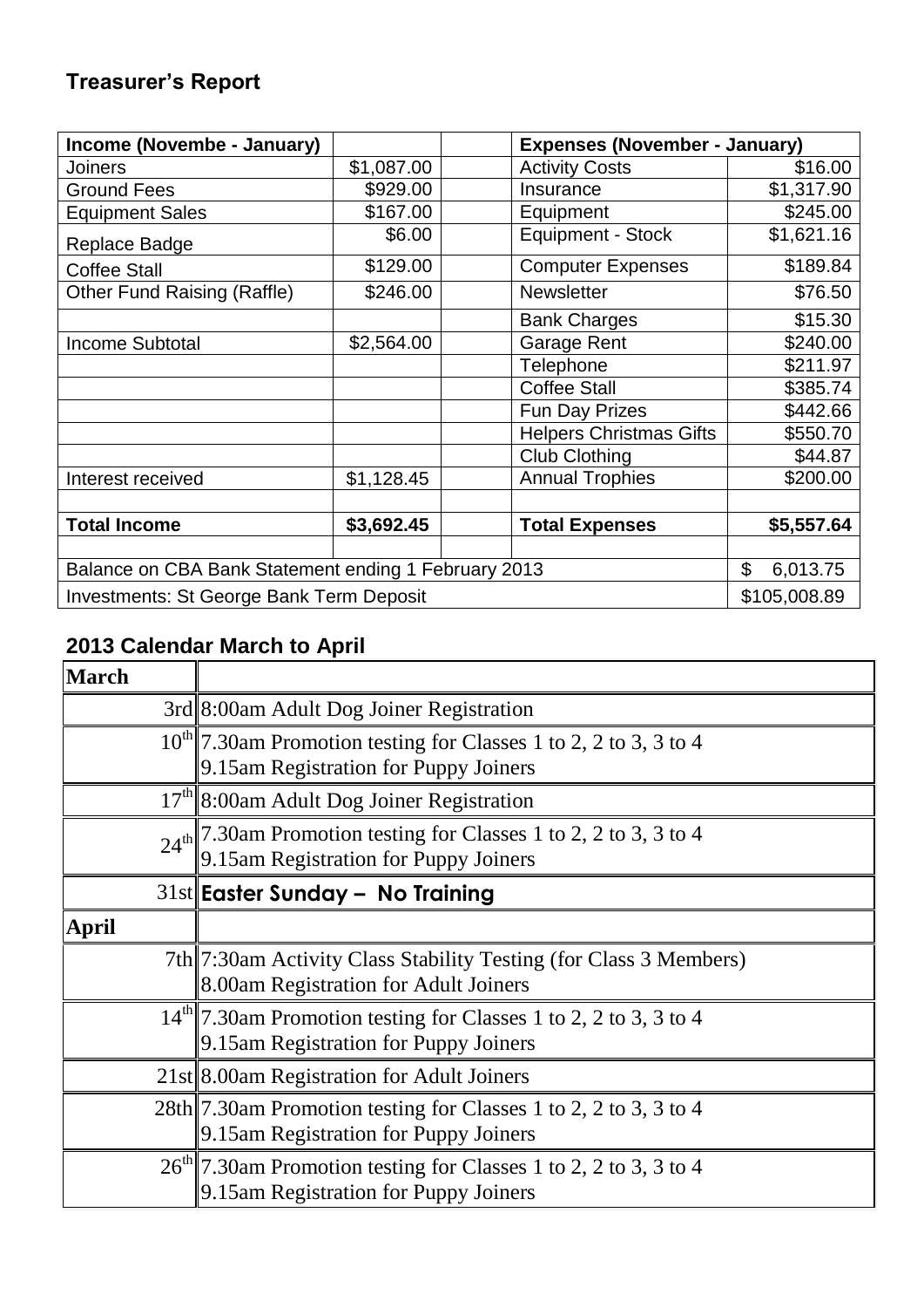## Treasurer's Report

| Income (Novembe - January) | | | Expenses (November - January) | |
|---|---|---|---|---|
| Joiners | $1,087.00 | | Activity Costs | $16.00 |
| Ground Fees | $929.00 | | Insurance | $1,317.90 |
| Equipment Sales | $167.00 | | Equipment | $245.00 |
| Replace Badge | $6.00 | | Equipment - Stock | $1,621.16 |
| Coffee Stall | $129.00 | | Computer Expenses | $189.84 |
| Other Fund Raising (Raffle) | $246.00 | | Newsletter | $76.50 |
| | | | Bank Charges | $15.30 |
| Income Subtotal | $2,564.00 | | Garage Rent | $240.00 |
| | | | Telephone | $211.97 |
| | | | Coffee Stall | $385.74 |
| | | | Fun Day Prizes | $442.66 |
| | | | Helpers Christmas Gifts | $550.70 |
| | | | Club Clothing | $44.87 |
| Interest received | $1,128.45 | | Annual Trophies | $200.00 |
| | | | | |
| **Total Income** | **$3,692.45** | | **Total Expenses** | **$5,557.64** |
| | | | | |
| Balance on CBA Bank Statement ending 1 February 2013 | | | | $ 6,013.75 |
| Investments: St George Bank Term Deposit | | | | $105,008.89 |

## 2013 Calendar March to April

| | | |
|---|---|---|
| **March** | | |
| | 3rd | 8:00am Adult Dog Joiner Registration |
| | 10th | 7.30am Promotion testing for Classes 1 to 2, 2 to 3, 3 to 4<br>9.15am Registration for Puppy Joiners |
| | 17th | 8:00am Adult Dog Joiner Registration |
| | 24th | 7.30am Promotion testing for Classes 1 to 2, 2 to 3, 3 to 4<br>9.15am Registration for Puppy Joiners |
| | 31st | **Easter Sunday – No Training** |
| **April** | | |
| | 7th | 7:30am Activity Class Stability Testing (for Class 3 Members)<br>8.00am Registration for Adult Joiners |
| | 14th | 7.30am Promotion testing for Classes 1 to 2, 2 to 3, 3 to 4<br>9.15am Registration for Puppy Joiners |
| | 21st | 8.00am Registration for Adult Joiners |
| | 28th | 7.30am Promotion testing for Classes 1 to 2, 2 to 3, 3 to 4<br>9.15am Registration for Puppy Joiners |
| | 26th | 7.30am Promotion testing for Classes 1 to 2, 2 to 3, 3 to 4<br>9.15am Registration for Puppy Joiners |